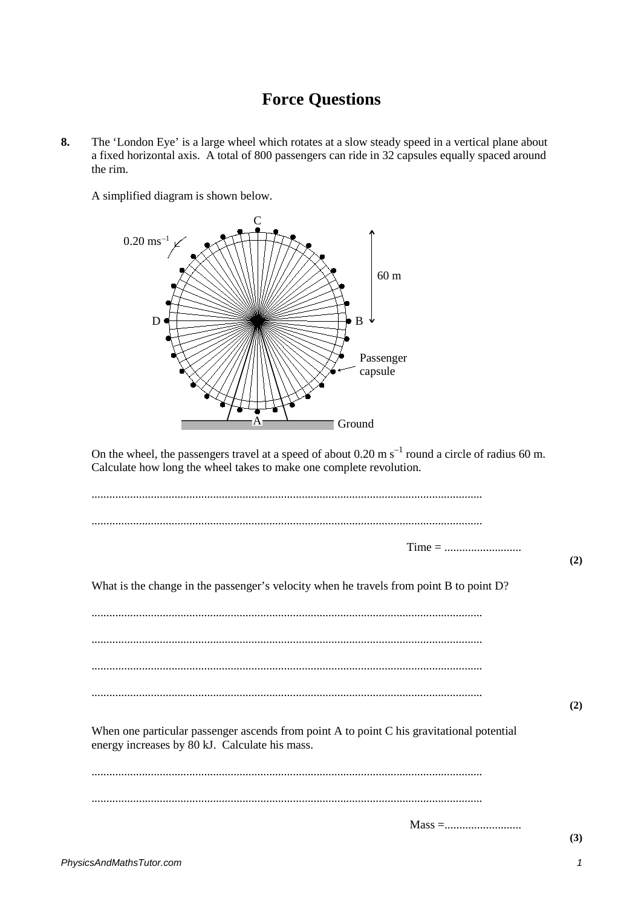# Force Questions

**8.** The 'London Eye' is a large wheel which rotates at a slow steady speed in a vertical plane about a fixed horizontal axis. A total of 800 passengers can ride in 32 capsules equally spaced around the rim.

A simplified diagram is shown below.

On the wheel, the passengers travel at a speed of about 0.20 m $s^{-1}$ round a circle of radius 60 m. Calculate how long the wheel takes to make one complete revolution.

...................................................................................................................................

...................................................................................................................................

Time = ..........................

**(2)**

What is the change in the passenger's velocity when he travels from point B to point D?

...................................................................................................................................

...................................................................................................................................

...................................................................................................................................

...................................................................................................................................

**(2)**

When one particular passenger ascends from point A to point C his gravitational potential energy increases by 80 kJ. Calculate his mass.

...................................................................................................................................

...................................................................................................................................

Mass =..........................

**(3)**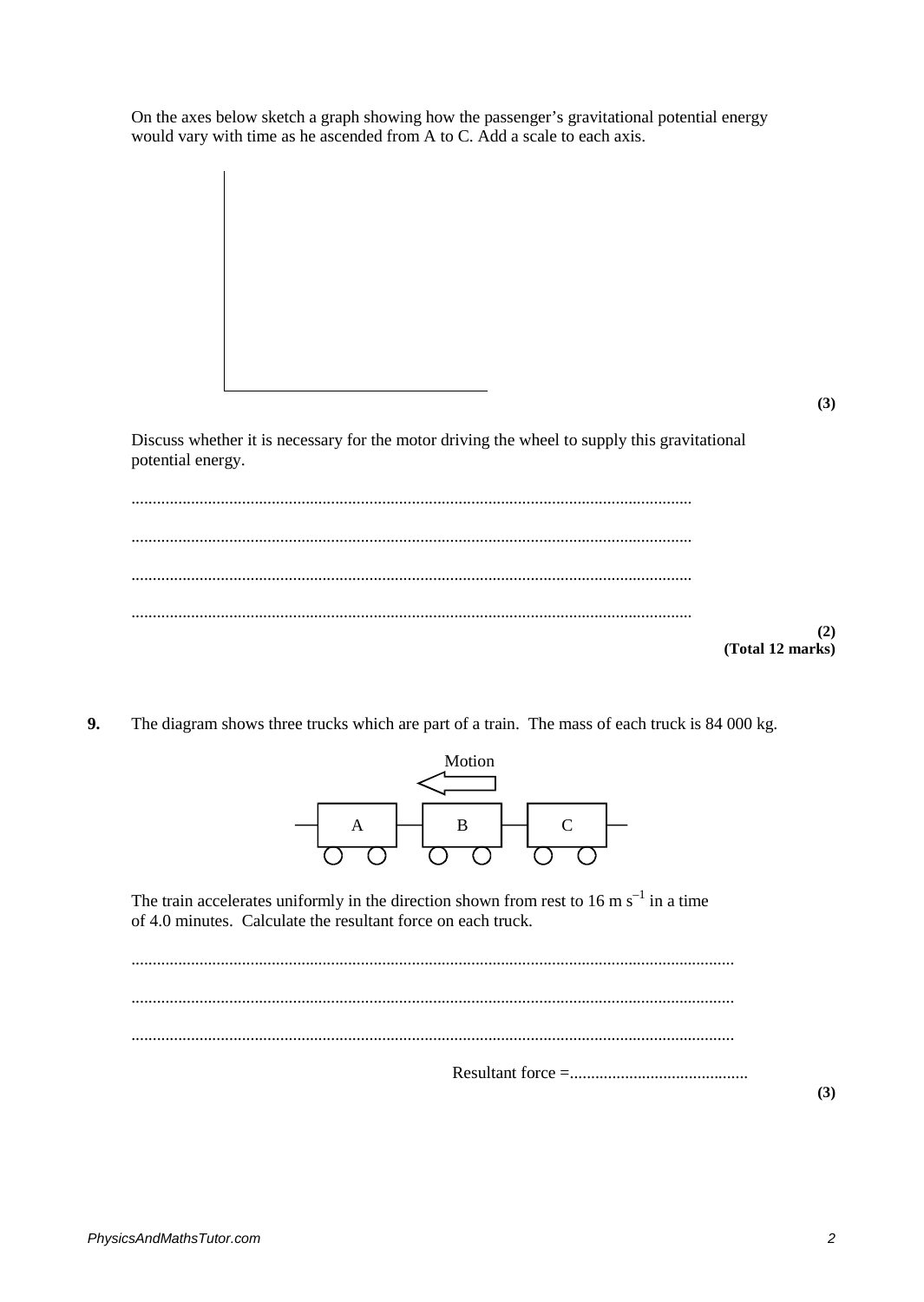On the axes below sketch a graph showing how the passenger's gravitational potential energy would vary with time as he ascended from A to C. Add a scale to each axis.

**(3)**

Discuss whether it is necessary for the motor driving the wheel to supply this gravitational potential energy.

..................................................................................................................................

..................................................................................................................................

..................................................................................................................................

..................................................................................................................................

**(2)**
**(Total 12 marks)**

**9.** The diagram shows three trucks which are part of a train. The mass of each truck is 84 000 kg.

Motion

A B C

The train accelerates uniformly in the direction shown from rest to 16 m s$^{-1}$ in a time of 4.0 minutes. Calculate the resultant force on each truck.

..................................................................................................................................

..................................................................................................................................

..................................................................................................................................

Resultant force =..........................................

**(3)**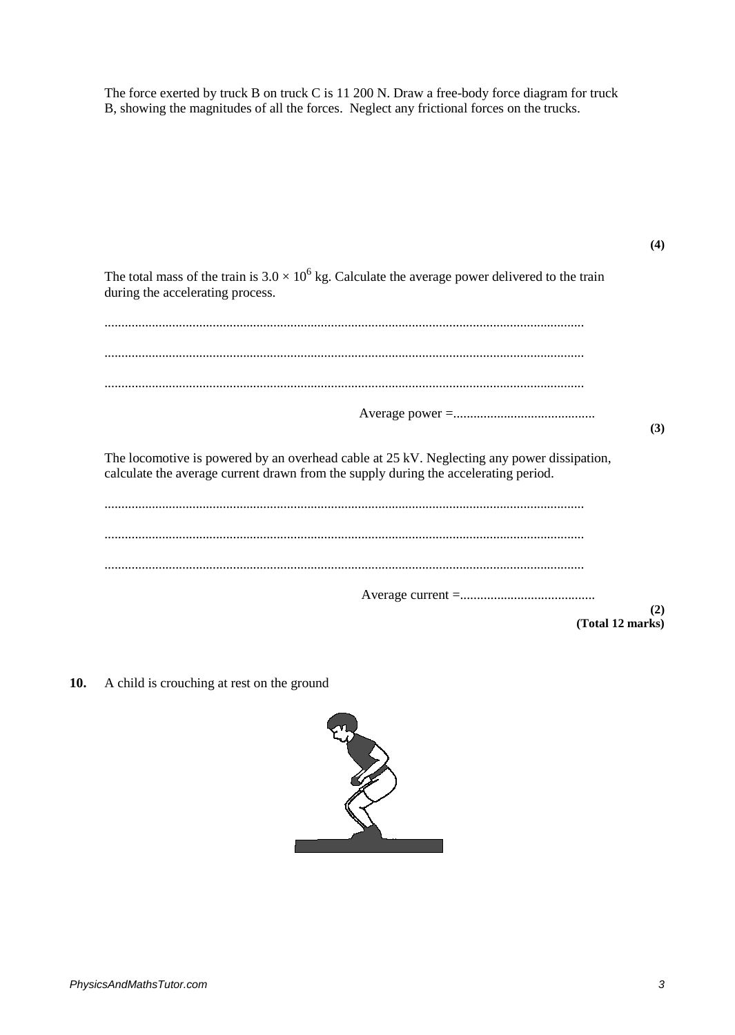The force exerted by truck B on truck C is 11 200 N. Draw a free-body force diagram for truck B, showing the magnitudes of all the forces. Neglect any frictional forces on the trucks.

**(4)**

The total mass of the train is $3.0 \times 10^6$ kg. Calculate the average power delivered to the train during the accelerating process.

...............................................................................................................................................

...............................................................................................................................................

...............................................................................................................................................

Average power =..........................................

**(3)**

The locomotive is powered by an overhead cable at 25 kV. Neglecting any power dissipation, calculate the average current drawn from the supply during the accelerating period.

...............................................................................................................................................

...............................................................................................................................................

...............................................................................................................................................

Average current =........................................

**(2)**

**(Total 12 marks)**

**10.** A child is crouching at rest on the ground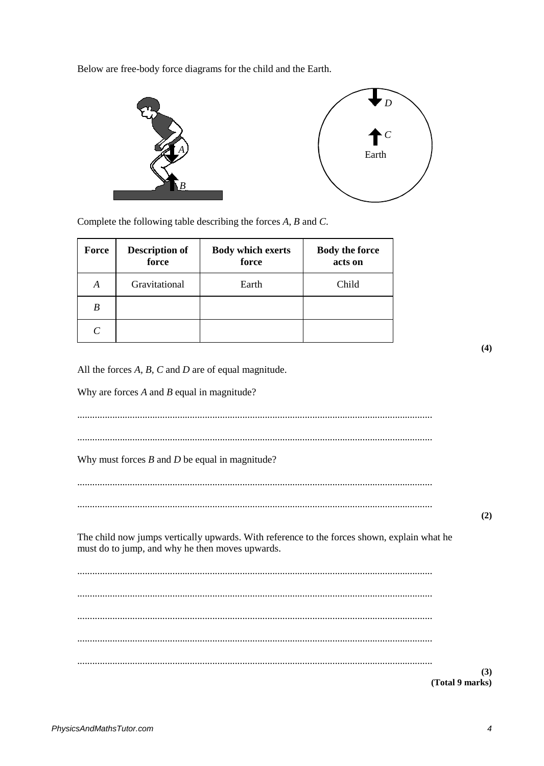Below are free-body force diagrams for the child and the Earth.

Complete the following table describing the forces *A*, *B* and *C*.

| Force | Description of force | Body which exerts force | Body the force acts on |
|---|---|---|---|
| *A* | Gravitational | Earth | Child |
| *B* | | | |
| *C* | | | |

**(4)**

All the forces *A*, *B*, *C* and *D* are of equal magnitude.

Why are forces *A* and *B* equal in magnitude?

.............................................................................................................................................

.............................................................................................................................................

Why must forces *B* and *D* be equal in magnitude?

.............................................................................................................................................

.............................................................................................................................................

**(2)**

The child now jumps vertically upwards. With reference to the forces shown, explain what he must do to jump, and why he then moves upwards.

.............................................................................................................................................

.............................................................................................................................................

.............................................................................................................................................

.............................................................................................................................................

.............................................................................................................................................

**(3)**
**(Total 9 marks)**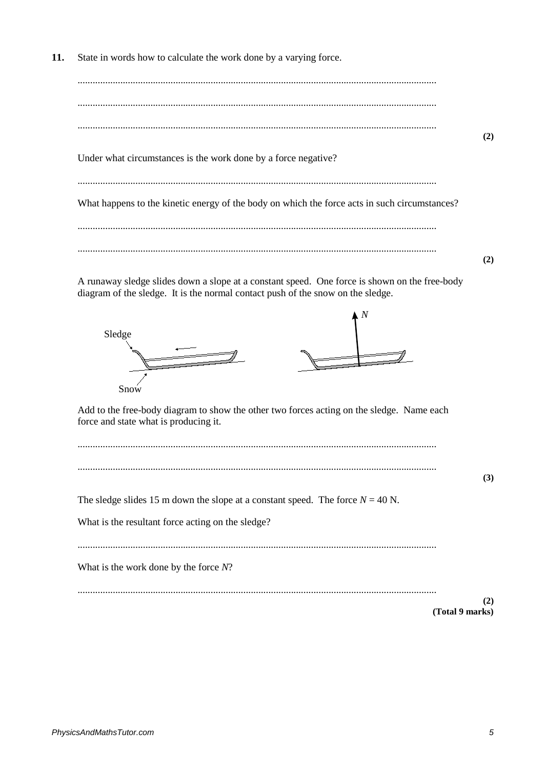**11.** State in words how to calculate the work done by a varying force.

..............................................................................................................................................

..............................................................................................................................................

..............................................................................................................................................
**(2)**

Under what circumstances is the work done by a force negative?

..............................................................................................................................................

What happens to the kinetic energy of the body on which the force acts in such circumstances?

..............................................................................................................................................

..............................................................................................................................................
**(2)**

A runaway sledge slides down a slope at a constant speed. One force is shown on the free-body diagram of the sledge. It is the normal contact push of the snow on the sledge.

Sledge

Snow

$N$

Add to the free-body diagram to show the other two forces acting on the sledge. Name each force and state what is producing it.

..............................................................................................................................................

..............................................................................................................................................
**(3)**

The sledge slides 15 m down the slope at a constant speed. The force $N$ = 40 N.

What is the resultant force acting on the sledge?

..............................................................................................................................................

What is the work done by the force $N$?

..............................................................................................................................................
**(2)**
**(Total 9 marks)**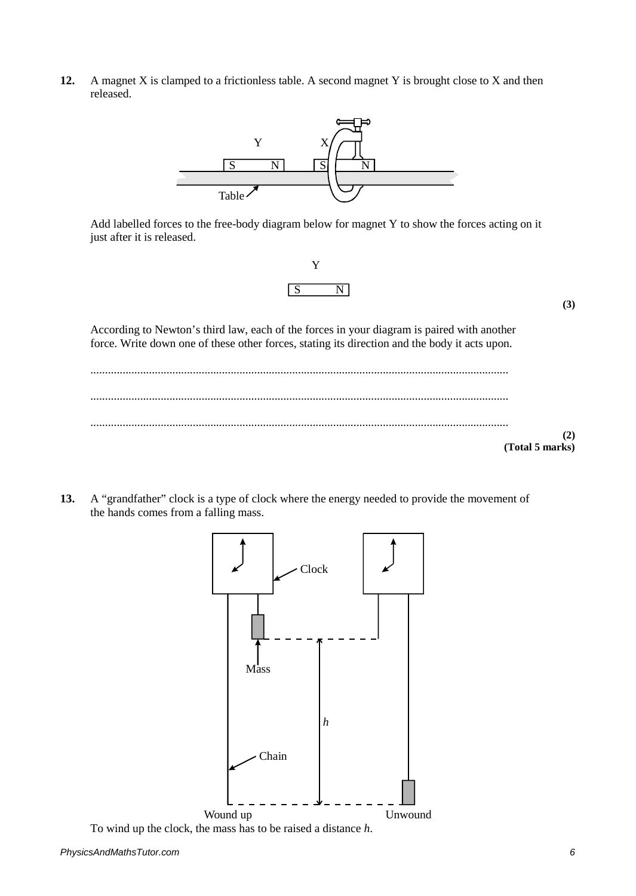**12.** A magnet X is clamped to a frictionless table. A second magnet Y is brought close to X and then released.

Add labelled forces to the free-body diagram below for magnet Y to show the forces acting on it just after it is released.

**(3)**

According to Newton's third law, each of the forces in your diagram is paired with another force. Write down one of these other forces, stating its direction and the body it acts upon.

.............................................................................................................................................

.............................................................................................................................................

.............................................................................................................................................

**(2)**
**(Total 5 marks)**

**13.** A "grandfather" clock is a type of clock where the energy needed to provide the movement of the hands comes from a falling mass.

To wind up the clock, the mass has to be raised a distance $h$.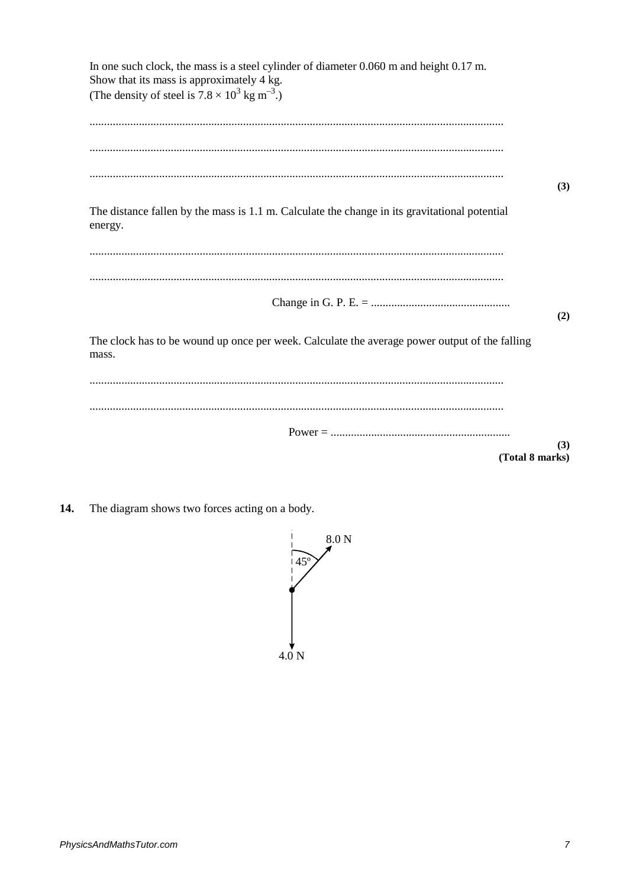In one such clock, the mass is a steel cylinder of diameter 0.060 m and height 0.17 m. Show that its mass is approximately 4 kg.
(The density of steel is $7.8 \times 10^3$ kg m$^{-3}$.)

..............................................................................................................................................

..............................................................................................................................................

..............................................................................................................................................
**(3)**

The distance fallen by the mass is 1.1 m. Calculate the change in its gravitational potential energy.

..............................................................................................................................................

..............................................................................................................................................

Change in G. P. E. = ................................................
**(2)**

The clock has to be wound up once per week. Calculate the average power output of the falling mass.

..............................................................................................................................................

..............................................................................................................................................

Power = .............................................................
**(3)**
**(Total 8 marks)**

**14.** The diagram shows two forces acting on a body.

(Diagram: a force of 8.0 N acting at 45° to the upward vertical, and a force of 4.0 N acting vertically downwards, both from the same point.)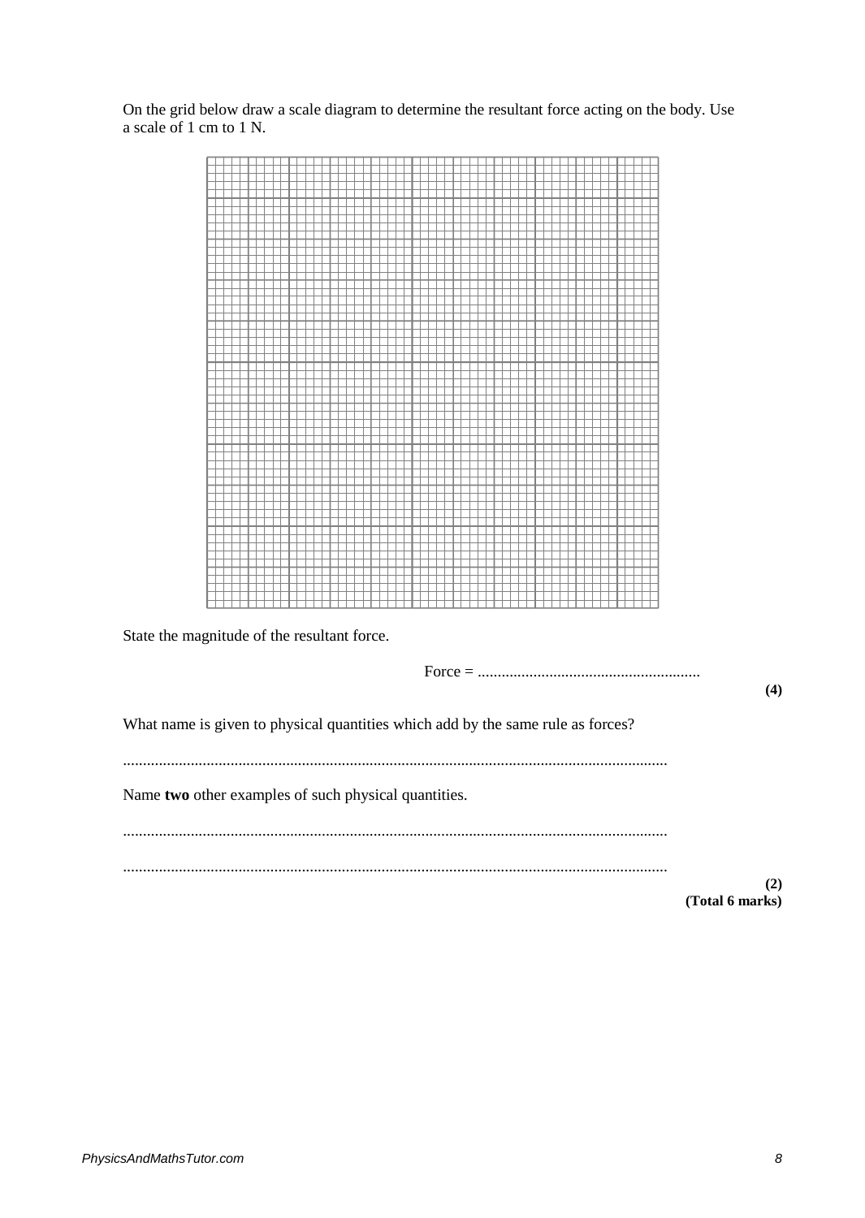On the grid below draw a scale diagram to determine the resultant force acting on the body. Use a scale of 1 cm to 1 N.

State the magnitude of the resultant force.

Force = .......................................................

**(4)**

What name is given to physical quantities which add by the same rule as forces?

.......................................................................................................................................

Name **two** other examples of such physical quantities.

.......................................................................................................................................

.......................................................................................................................................

**(2)**
**(Total 6 marks)**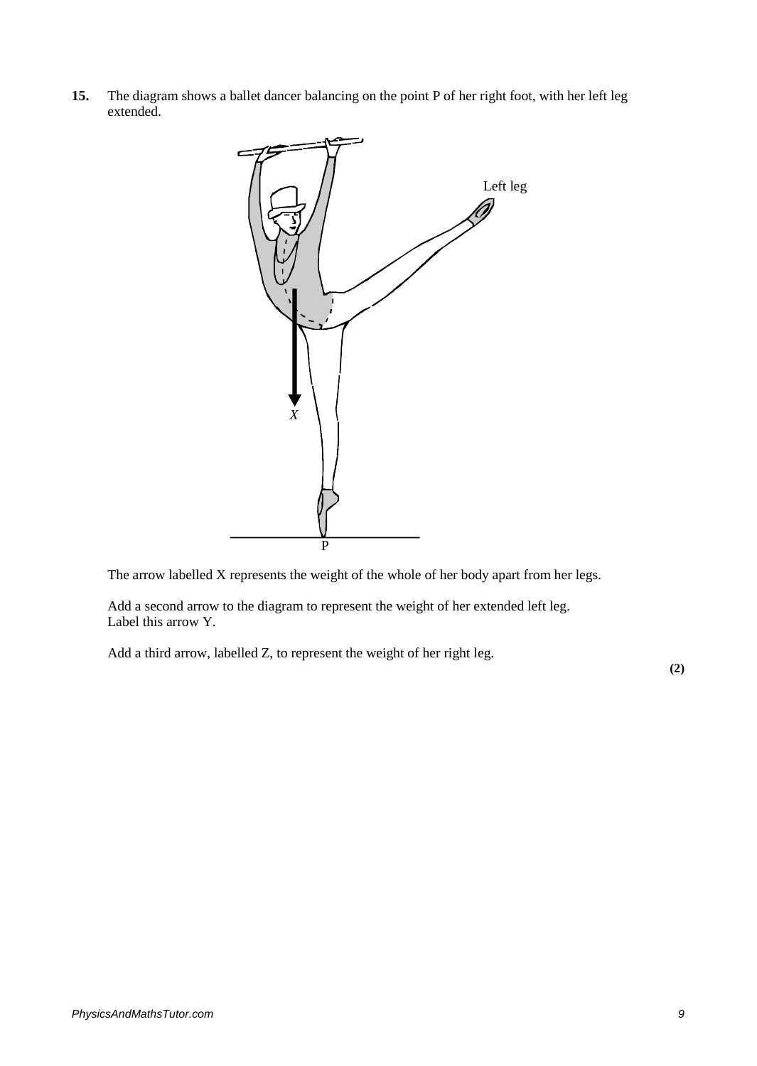**15.** The diagram shows a ballet dancer balancing on the point P of her right foot, with her left leg extended.

The arrow labelled X represents the weight of the whole of her body apart from her legs.

Add a second arrow to the diagram to represent the weight of her extended left leg. Label this arrow Y.

Add a third arrow, labelled Z, to represent the weight of her right leg.

**(2)**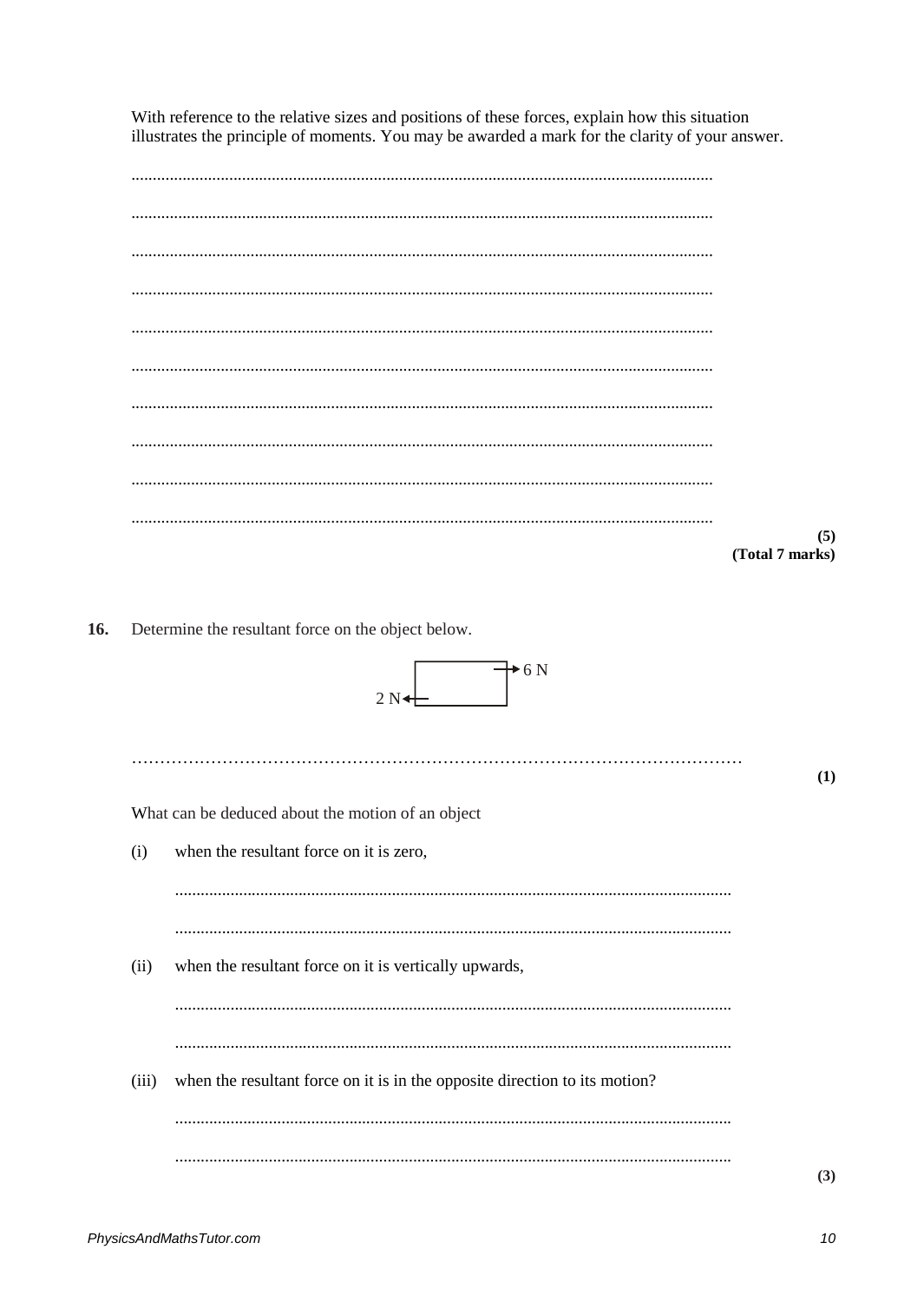With reference to the relative sizes and positions of these forces, explain how this situation illustrates the principle of moments. You may be awarded a mark for the clarity of your answer.

.......................................................................................................................................

.......................................................................................................................................

.......................................................................................................................................

.......................................................................................................................................

.......................................................................................................................................

.......................................................................................................................................

.......................................................................................................................................

.......................................................................................................................................

.......................................................................................................................................

.......................................................................................................................................

**(5)**
**(Total 7 marks)**

**16.** Determine the resultant force on the object below.

2 N ← [object] → 6 N

.......................................................................................................................................

**(1)**

What can be deduced about the motion of an object

(i) when the resultant force on it is zero,

.......................................................................................................................................

.......................................................................................................................................

(ii) when the resultant force on it is vertically upwards,

.......................................................................................................................................

.......................................................................................................................................

(iii) when the resultant force on it is in the opposite direction to its motion?

.......................................................................................................................................

.......................................................................................................................................

**(3)**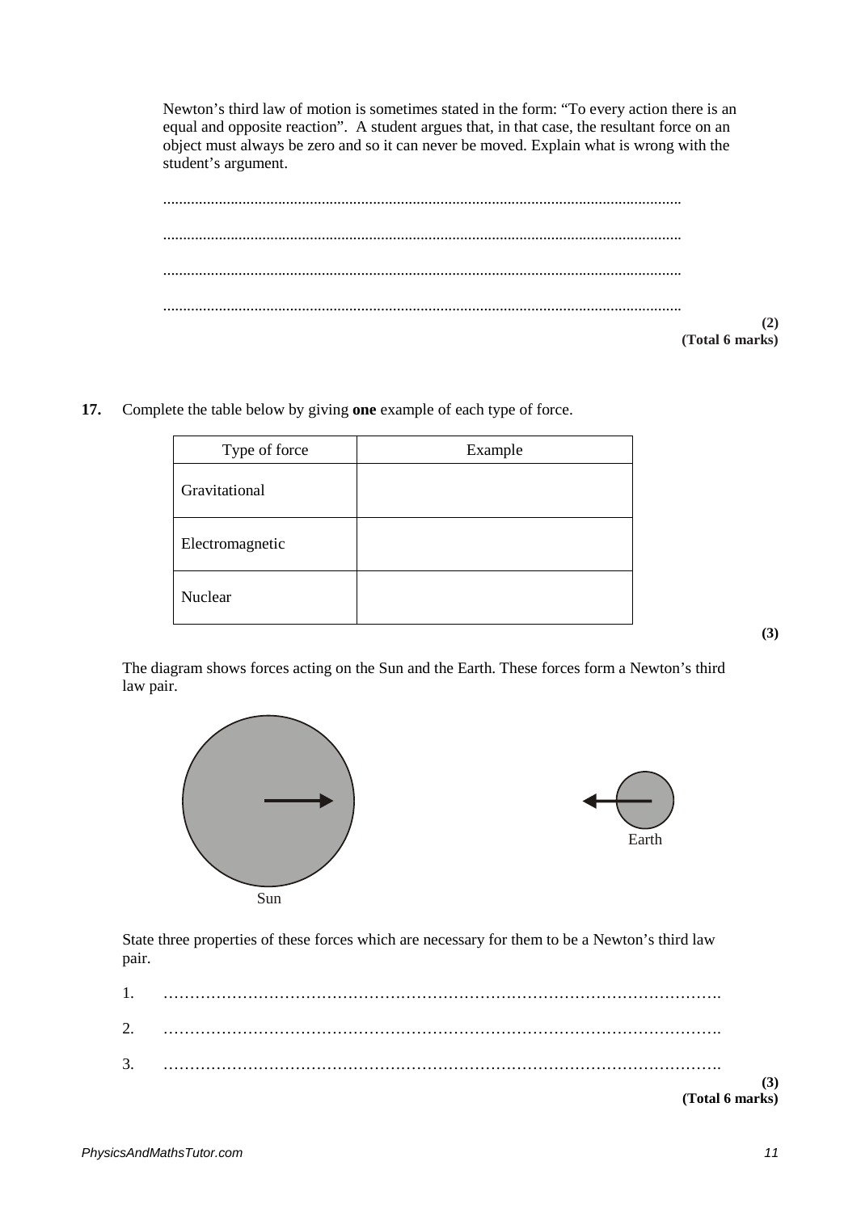Newton's third law of motion is sometimes stated in the form: "To every action there is an equal and opposite reaction". A student argues that, in that case, the resultant force on an object must always be zero and so it can never be moved. Explain what is wrong with the student's argument.

.................................................................................................................................

.................................................................................................................................

.................................................................................................................................

.................................................................................................................................

**(2)**
**(Total 6 marks)**

**17.** Complete the table below by giving **one** example of each type of force.

| Type of force | Example |
|---|---|
| Gravitational | |
| Electromagnetic | |
| Nuclear | |

**(3)**

The diagram shows forces acting on the Sun and the Earth. These forces form a Newton's third law pair.

Sun

Earth

State three properties of these forces which are necessary for them to be a Newton's third law pair.

1. ……………………………………………………………………………………………

2. ……………………………………………………………………………………………

3. ……………………………………………………………………………………………

**(3)**
**(Total 6 marks)**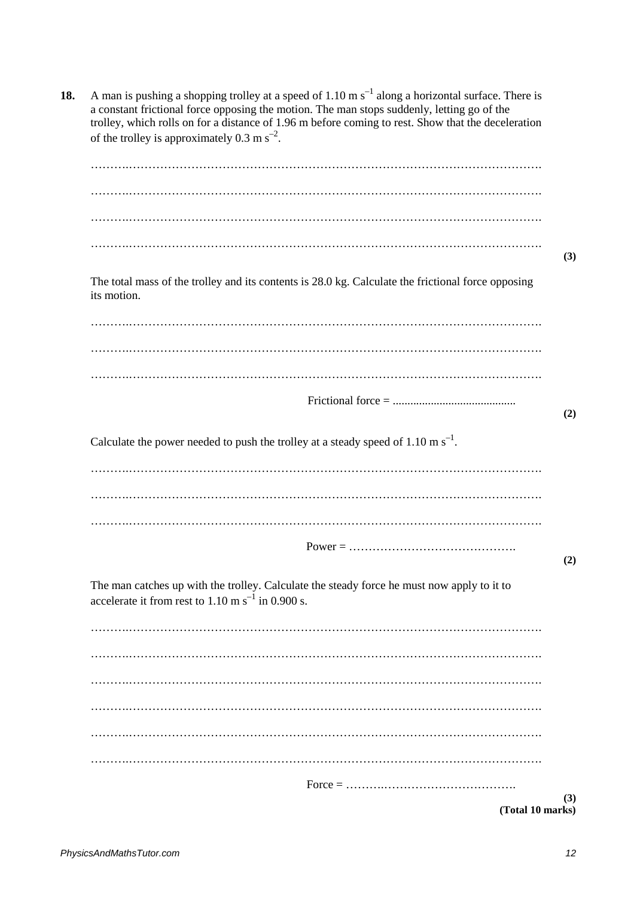**18.** A man is pushing a shopping trolley at a speed of 1.10 m $s^{-1}$ along a horizontal surface. There is a constant frictional force opposing the motion. The man stops suddenly, letting go of the trolley, which rolls on for a distance of 1.96 m before coming to rest. Show that the deceleration of the trolley is approximately 0.3 m $s^{-2}$.

..........................................................................................................................

..........................................................................................................................

..........................................................................................................................

.......................................................................................................................... **(3)**

The total mass of the trolley and its contents is 28.0 kg. Calculate the frictional force opposing its motion.

..........................................................................................................................

..........................................................................................................................

..........................................................................................................................

Frictional force = .......................................... **(2)**

Calculate the power needed to push the trolley at a steady speed of 1.10 m $s^{-1}$.

..........................................................................................................................

..........................................................................................................................

..........................................................................................................................

Power = .......................................... **(2)**

The man catches up with the trolley. Calculate the steady force he must now apply to it to accelerate it from rest to 1.10 m $s^{-1}$ in 0.900 s.

..........................................................................................................................

..........................................................................................................................

..........................................................................................................................

..........................................................................................................................

..........................................................................................................................

..........................................................................................................................

Force = .......................................... **(3)**

**(Total 10 marks)**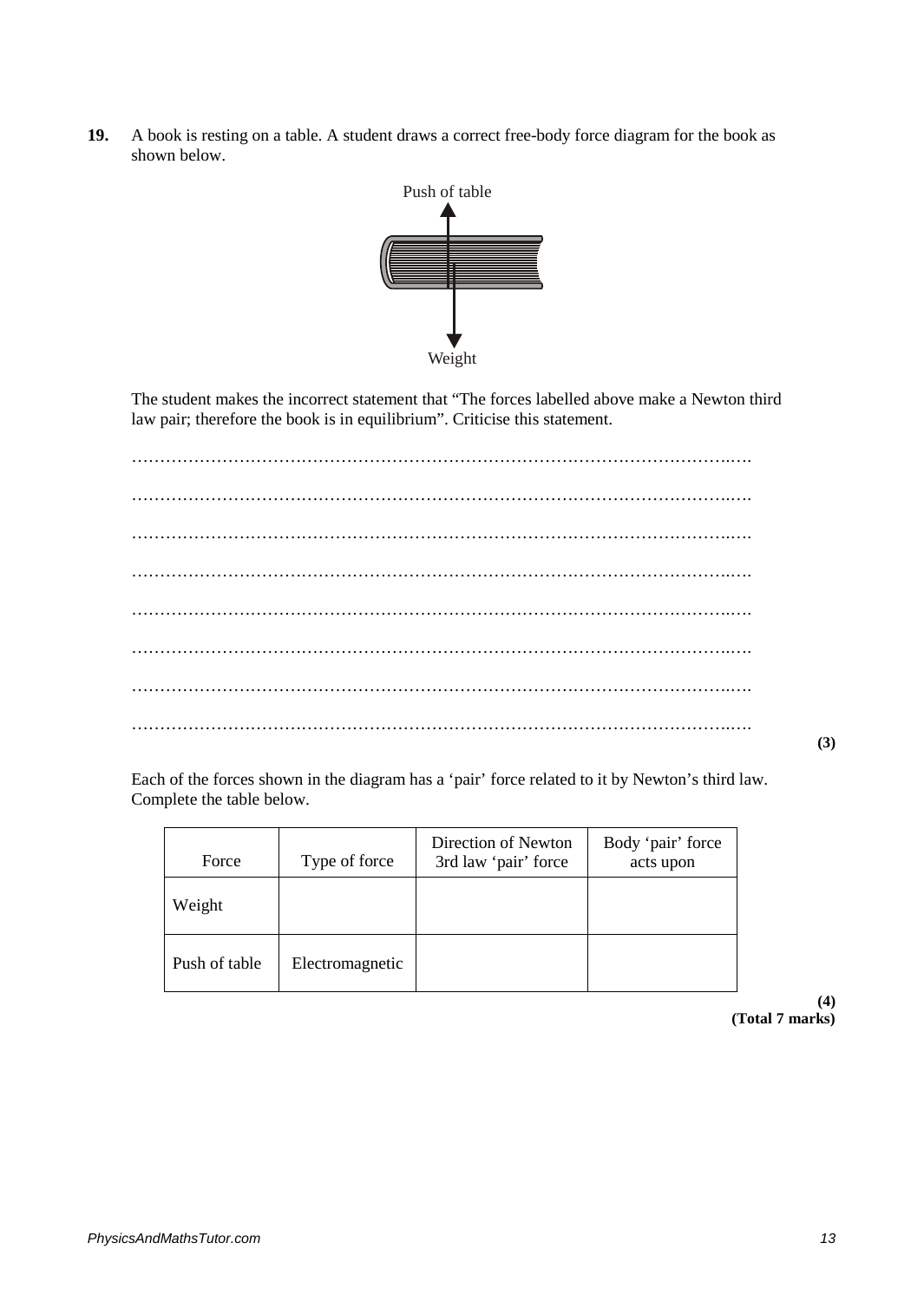**19.** A book is resting on a table. A student draws a correct free-body force diagram for the book as shown below.

Push of table

Weight

The student makes the incorrect statement that "The forces labelled above make a Newton third law pair; therefore the book is in equilibrium". Criticise this statement.

…………………………………………………………………………………………………

…………………………………………………………………………………………………

…………………………………………………………………………………………………

…………………………………………………………………………………………………

…………………………………………………………………………………………………

…………………………………………………………………………………………………

…………………………………………………………………………………………………

…………………………………………………………………………………………………

**(3)**

Each of the forces shown in the diagram has a 'pair' force related to it by Newton's third law. Complete the table below.

| Force | Type of force | Direction of Newton 3rd law 'pair' force | Body 'pair' force acts upon |
|---|---|---|---|
| Weight | | | |
| Push of table | Electromagnetic | | |

**(4)**
**(Total 7 marks)**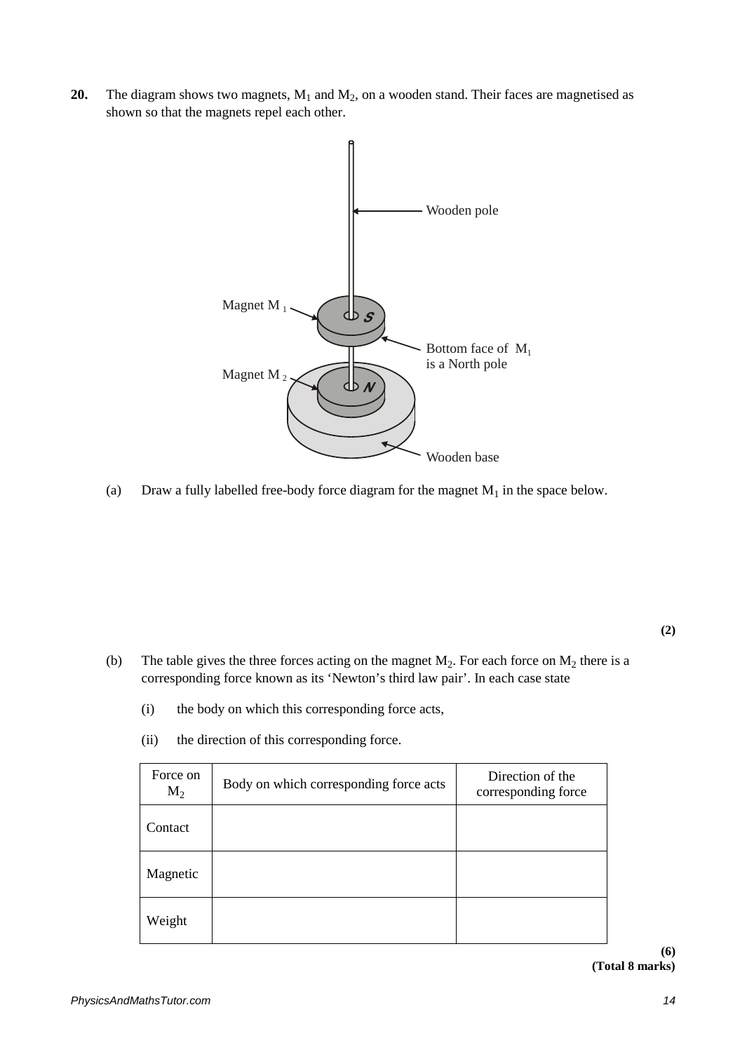**20.** The diagram shows two magnets, $M_1$ and $M_2$, on a wooden stand. Their faces are magnetised as shown so that the magnets repel each other.

Wooden pole

Magnet $M_1$

Bottom face of $M_1$ is a North pole

Magnet $M_2$

Wooden base

(a) Draw a fully labelled free-body force diagram for the magnet $M_1$ in the space below.

**(2)**

(b) The table gives the three forces acting on the magnet $M_2$. For each force on $M_2$ there is a corresponding force known as its 'Newton's third law pair'. In each case state

(i) the body on which this corresponding force acts,

(ii) the direction of this corresponding force.

| Force on $M_2$ | Body on which corresponding force acts | Direction of the corresponding force |
|---|---|---|
| Contact | | |
| Magnetic | | |
| Weight | | |

**(6)**
**(Total 8 marks)**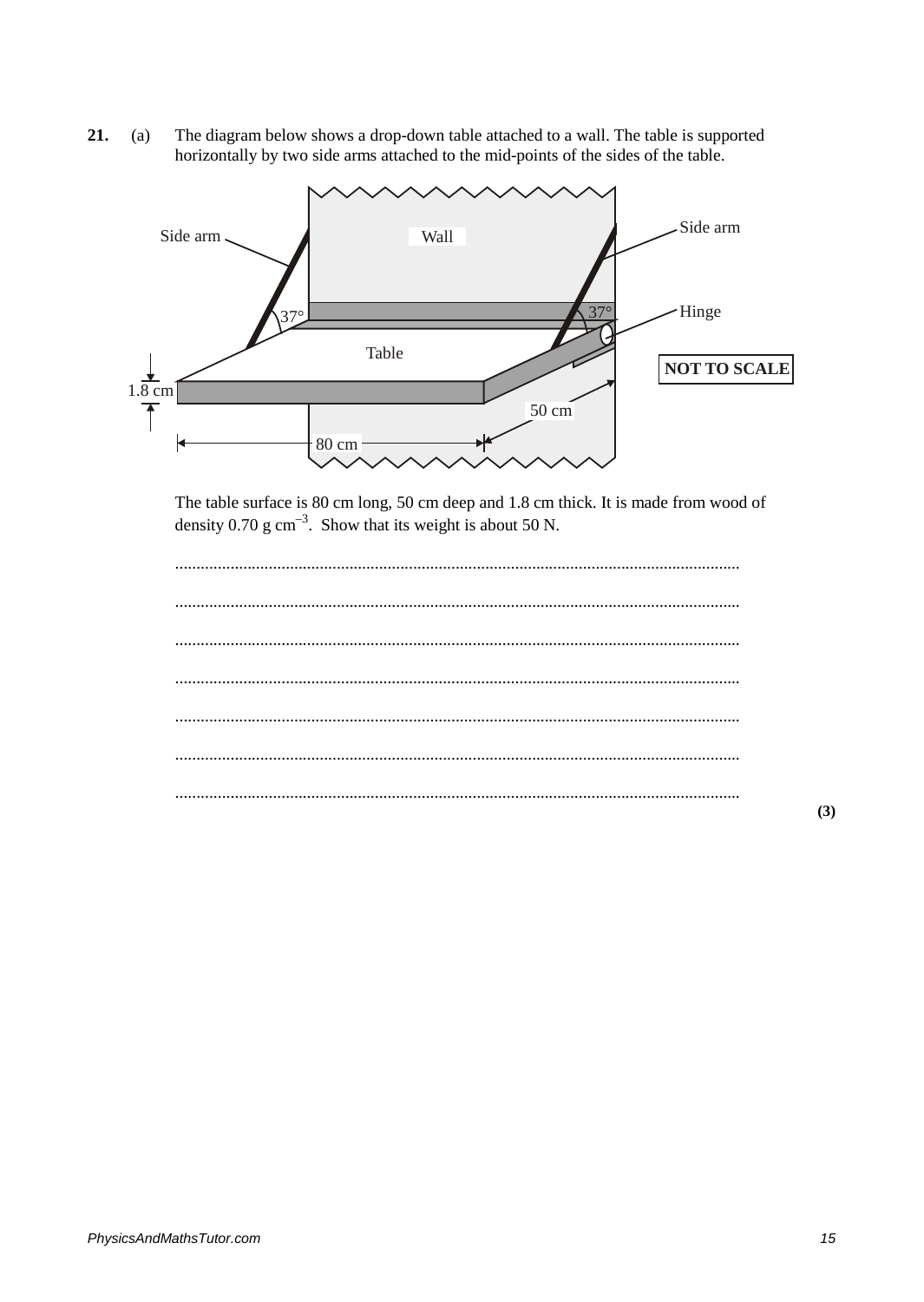**21.** (a) The diagram below shows a drop-down table attached to a wall. The table is supported horizontally by two side arms attached to the mid-points of the sides of the table.

Side arm | Wall | Side arm | Hinge | 37° | 37° | Table | NOT TO SCALE | 1.8 cm | 50 cm | 80 cm

The table surface is 80 cm long, 50 cm deep and 1.8 cm thick. It is made from wood of density 0.70 g cm$^{-3}$. Show that its weight is about 50 N.

..................................................................................................................................

..................................................................................................................................

..................................................................................................................................

..................................................................................................................................

..................................................................................................................................

..................................................................................................................................

..................................................................................................................................

**(3)**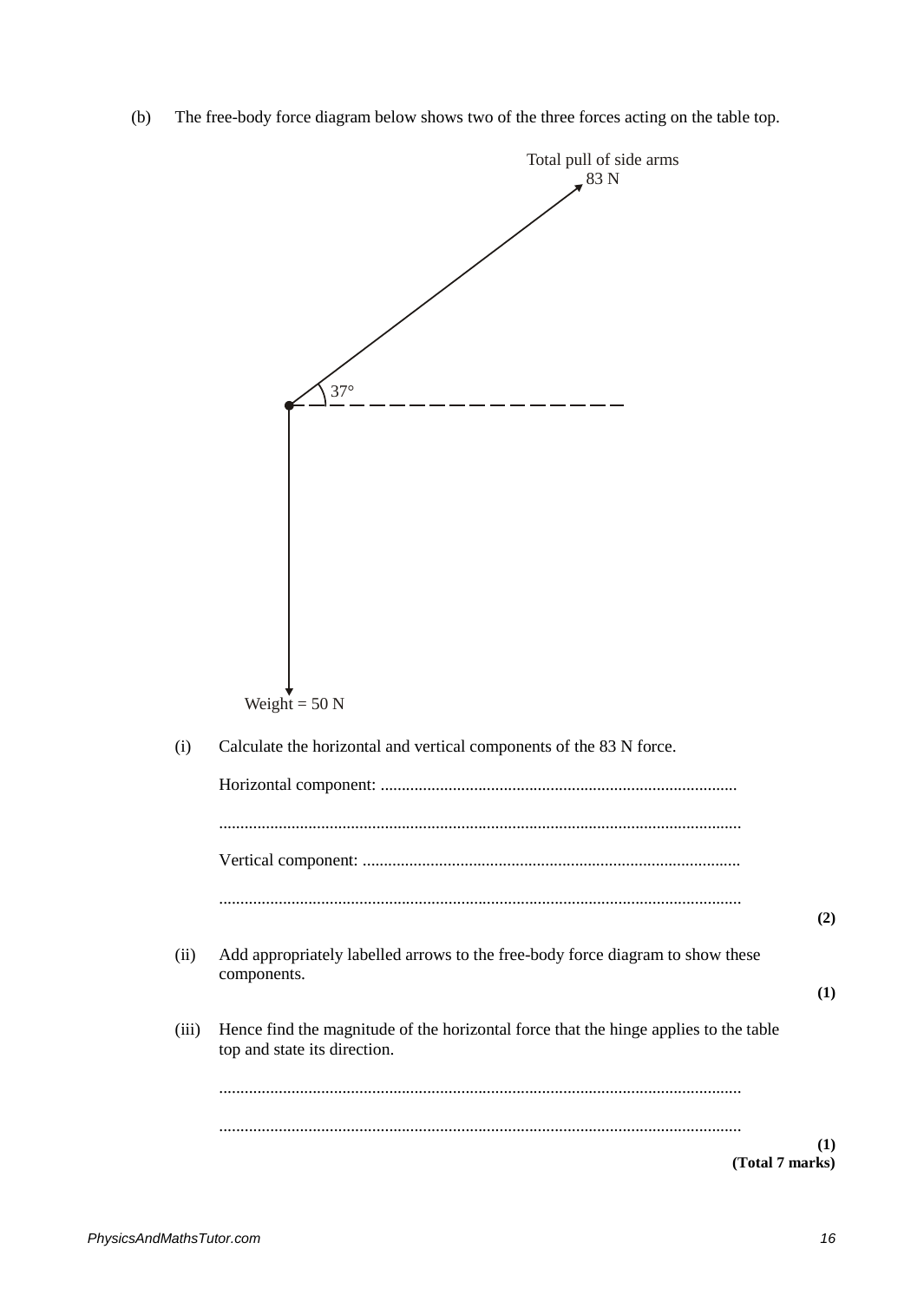(b) The free-body force diagram below shows two of the three forces acting on the table top.

Total pull of side arms 83 N

37°

Weight = 50 N

(i) Calculate the horizontal and vertical components of the 83 N force.

Horizontal component: ...................................................................................

...........................................................................................................................

Vertical component: ........................................................................................

........................................................................................................................... **(2)**

(ii) Add appropriately labelled arrows to the free-body force diagram to show these components. **(1)**

(iii) Hence find the magnitude of the horizontal force that the hinge applies to the table top and state its direction.

...........................................................................................................................

........................................................................................................................... **(1)**

**(Total 7 marks)**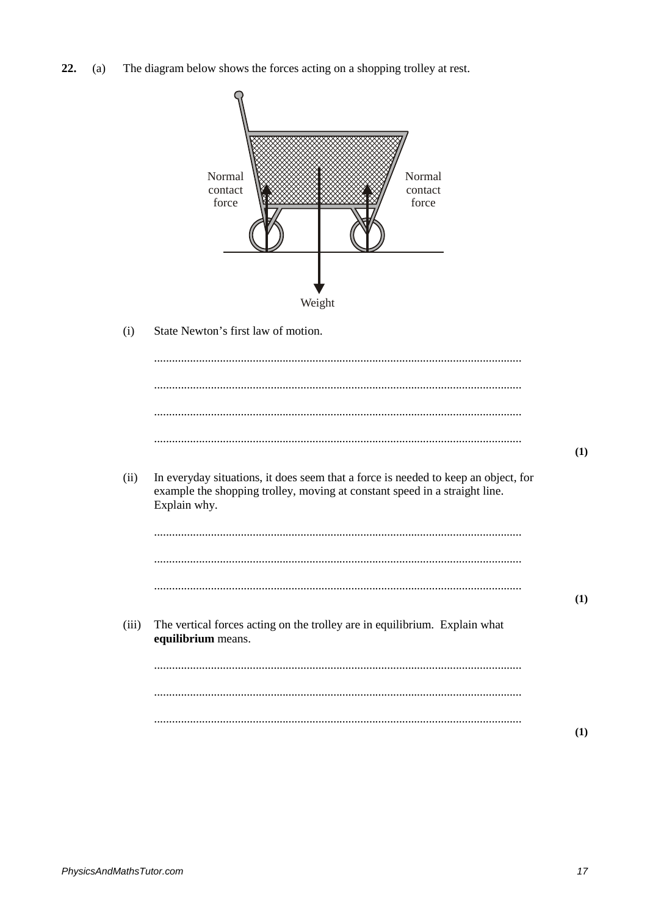**22.** (a) The diagram below shows the forces acting on a shopping trolley at rest.

Normal contact force

Normal contact force

Weight

(i) State Newton's first law of motion.

.........................................................................................................................

.........................................................................................................................

.........................................................................................................................

......................................................................................................................... **(1)**

(ii) In everyday situations, it does seem that a force is needed to keep an object, for example the shopping trolley, moving at constant speed in a straight line. Explain why.

.........................................................................................................................

.........................................................................................................................

......................................................................................................................... **(1)**

(iii) The vertical forces acting on the trolley are in equilibrium. Explain what **equilibrium** means.

.........................................................................................................................

.........................................................................................................................

......................................................................................................................... **(1)**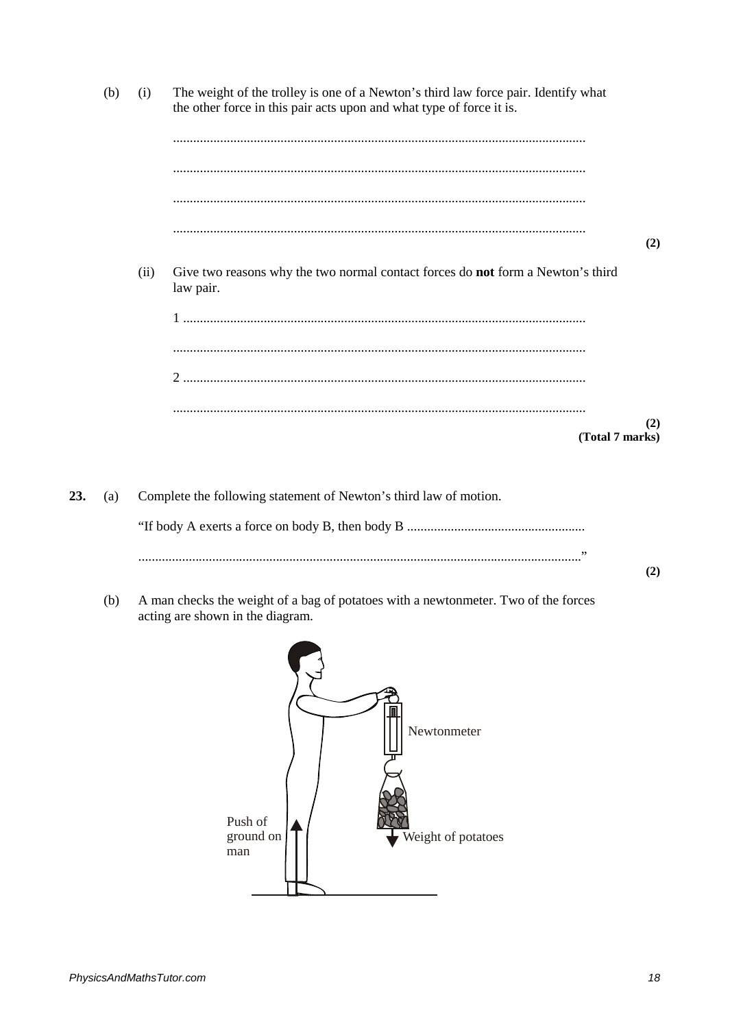(b) (i) The weight of the trolley is one of a Newton's third law force pair. Identify what the other force in this pair acts upon and what type of force it is.

...........................................................................................................................

...........................................................................................................................

...........................................................................................................................

........................................................................................................................... **(2)**

(ii) Give two reasons why the two normal contact forces do **not** form a Newton's third law pair.

1 ......................................................................................................................

...........................................................................................................................

2 ......................................................................................................................

........................................................................................................................... **(2)**

**(Total 7 marks)**

**23.** (a) Complete the following statement of Newton's third law of motion.

"If body A exerts a force on body B, then body B ....................................................

..................................................................................................................................." **(2)**

(b) A man checks the weight of a bag of potatoes with a newtonmeter. Two of the forces acting are shown in the diagram.

Newtonmeter

Push of ground on man

Weight of potatoes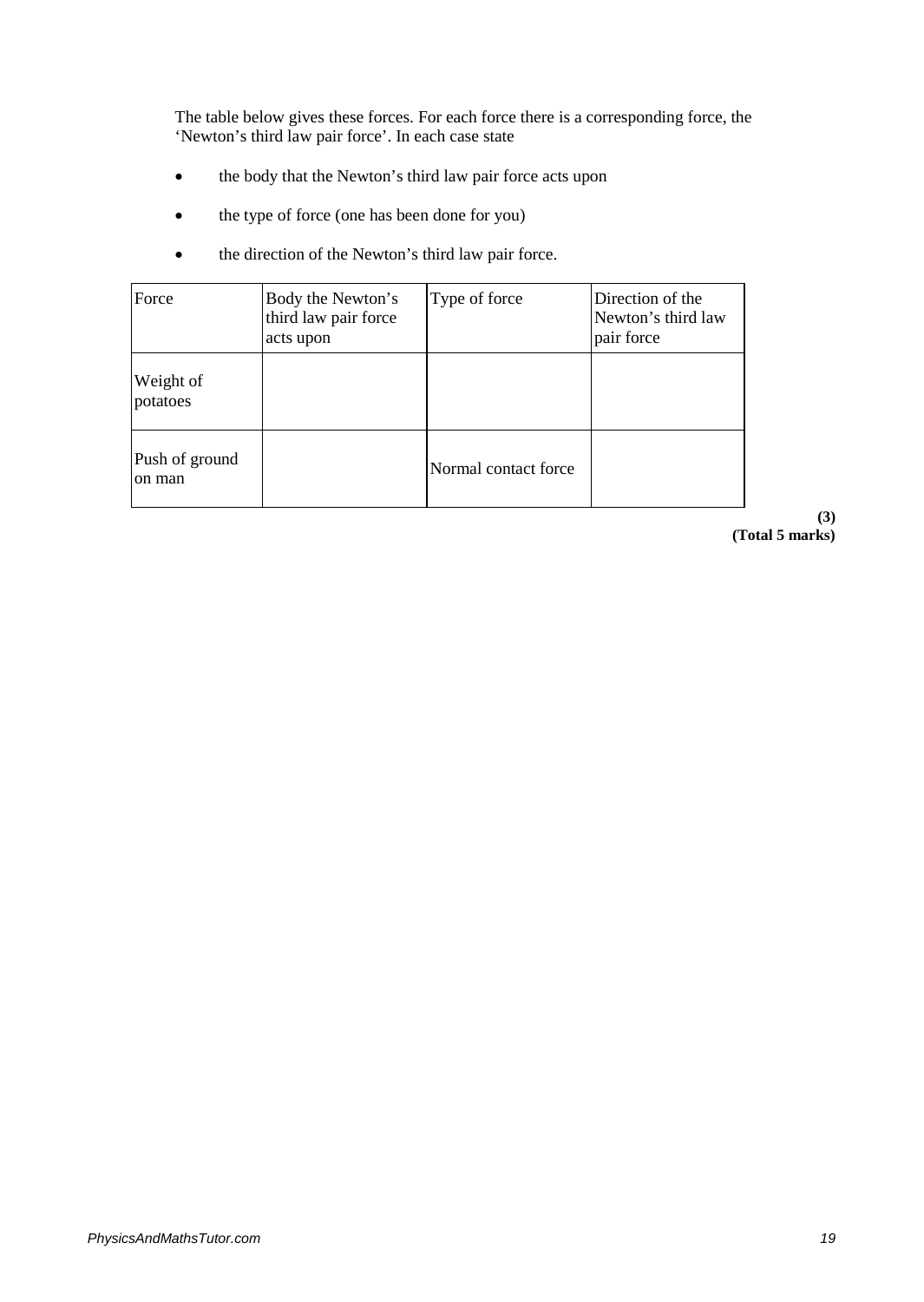The table below gives these forces. For each force there is a corresponding force, the 'Newton's third law pair force'. In each case state

- the body that the Newton's third law pair force acts upon
- the type of force (one has been done for you)
- the direction of the Newton's third law pair force.

| Force | Body the Newton's third law pair force acts upon | Type of force | Direction of the Newton's third law pair force |
|---|---|---|---|
| Weight of potatoes | | | |
| Push of ground on man | | Normal contact force | |

**(3)**
**(Total 5 marks)**